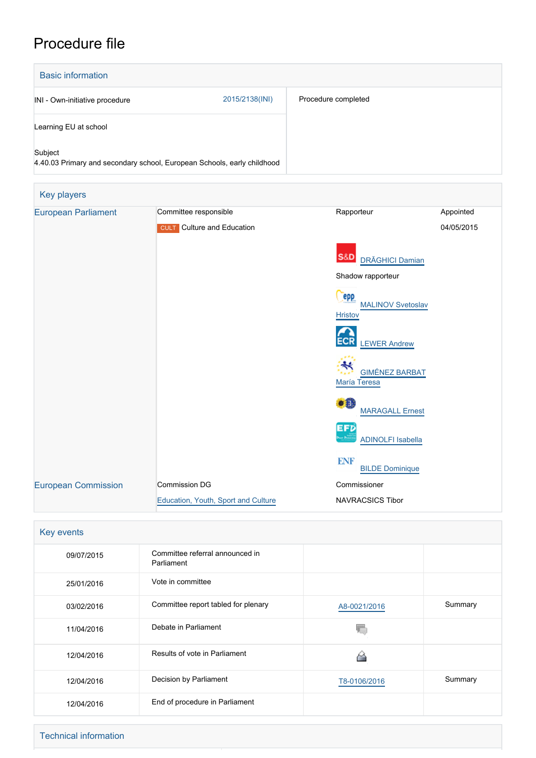# Procedure file

## Basic information

| | | |
|---|---|---|
| INI - Own-initiative procedure | 2015/2138(INI) | Procedure completed |
| Learning EU at school | | |
| Subject<br>4.40.03 Primary and secondary school, European Schools, early childhood | | |

## Key players

| | | | |
|---|---|---|---|
| European Parliament | Committee responsible | Rapporteur | Appointed |
| | CULT Culture and Education | | 04/05/2015 |
| | | S&D DRĂGHICI Damian | |
| | | Shadow rapporteur | |
| | | EPP MALINOV Svetoslav Hristov | |
| | | ECR LEWER Andrew | |
| | | ALDE GIMÉNEZ BARBAT María Teresa | |
| | | Verts/ALE MARAGALL Ernest | |
| | | EFD ADINOLFI Isabella | |
| | | ENF BILDE Dominique | |
| European Commission | Commission DG | Commissioner | |
| | Education, Youth, Sport and Culture | NAVRACSICS Tibor | |

## Key events

| | | | |
|---|---|---|---|
| 09/07/2015 | Committee referral announced in Parliament | | |
| 25/01/2016 | Vote in committee | | |
| 03/02/2016 | Committee report tabled for plenary | A8-0021/2016 | Summary |
| 11/04/2016 | Debate in Parliament | | |
| 12/04/2016 | Results of vote in Parliament | | |
| 12/04/2016 | Decision by Parliament | T8-0106/2016 | Summary |
| 12/04/2016 | End of procedure in Parliament | | |

## Technical information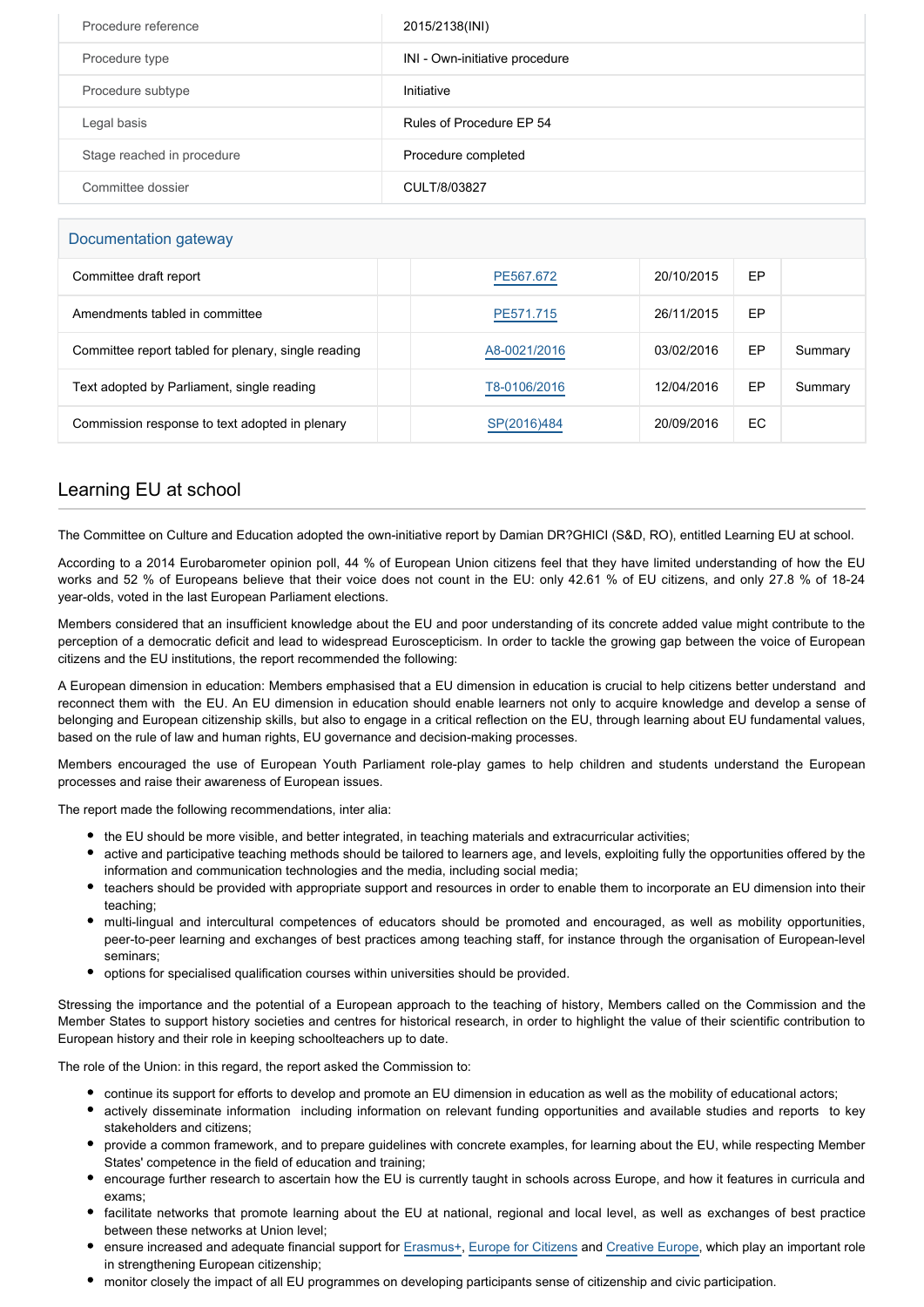| Procedure reference | 2015/2138(INI) |
| --- | --- |
| Procedure type | INI - Own-initiative procedure |
| Procedure subtype | Initiative |
| Legal basis | Rules of Procedure EP 54 |
| Stage reached in procedure | Procedure completed |
| Committee dossier | CULT/8/03827 |

## Documentation gateway

| | | | | | |
| --- | --- | --- | --- | --- | --- |
| Committee draft report | | PE567.672 | 20/10/2015 | EP | |
| Amendments tabled in committee | | PE571.715 | 26/11/2015 | EP | |
| Committee report tabled for plenary, single reading | | A8-0021/2016 | 03/02/2016 | EP | Summary |
| Text adopted by Parliament, single reading | | T8-0106/2016 | 12/04/2016 | EP | Summary |
| Commission response to text adopted in plenary | | SP(2016)484 | 20/09/2016 | EC | |

## Learning EU at school

The Committee on Culture and Education adopted the own-initiative report by Damian DR?GHICI (S&D, RO), entitled Learning EU at school.

According to a 2014 Eurobarometer opinion poll, 44 % of European Union citizens feel that they have limited understanding of how the EU works and 52 % of Europeans believe that their voice does not count in the EU: only 42.61 % of EU citizens, and only 27.8 % of 18-24 year-olds, voted in the last European Parliament elections.

Members considered that an insufficient knowledge about the EU and poor understanding of its concrete added value might contribute to the perception of a democratic deficit and lead to widespread Euroscepticism. In order to tackle the growing gap between the voice of European citizens and the EU institutions, the report recommended the following:

A European dimension in education: Members emphasised that a EU dimension in education is crucial to help citizens better understand and reconnect them with the EU. An EU dimension in education should enable learners not only to acquire knowledge and develop a sense of belonging and European citizenship skills, but also to engage in a critical reflection on the EU, through learning about EU fundamental values, based on the rule of law and human rights, EU governance and decision-making processes.

Members encouraged the use of European Youth Parliament role-play games to help children and students understand the European processes and raise their awareness of European issues.

The report made the following recommendations, inter alia:

- the EU should be more visible, and better integrated, in teaching materials and extracurricular activities;
- active and participative teaching methods should be tailored to learners age, and levels, exploiting fully the opportunities offered by the information and communication technologies and the media, including social media;
- teachers should be provided with appropriate support and resources in order to enable them to incorporate an EU dimension into their teaching;
- multi-lingual and intercultural competences of educators should be promoted and encouraged, as well as mobility opportunities, peer-to-peer learning and exchanges of best practices among teaching staff, for instance through the organisation of European-level seminars;
- options for specialised qualification courses within universities should be provided.

Stressing the importance and the potential of a European approach to the teaching of history, Members called on the Commission and the Member States to support history societies and centres for historical research, in order to highlight the value of their scientific contribution to European history and their role in keeping schoolteachers up to date.

The role of the Union: in this regard, the report asked the Commission to:

- continue its support for efforts to develop and promote an EU dimension in education as well as the mobility of educational actors;
- actively disseminate information including information on relevant funding opportunities and available studies and reports to key stakeholders and citizens;
- provide a common framework, and to prepare guidelines with concrete examples, for learning about the EU, while respecting Member States' competence in the field of education and training;
- encourage further research to ascertain how the EU is currently taught in schools across Europe, and how it features in curricula and exams;
- facilitate networks that promote learning about the EU at national, regional and local level, as well as exchanges of best practice between these networks at Union level;
- ensure increased and adequate financial support for Erasmus+, Europe for Citizens and Creative Europe, which play an important role in strengthening European citizenship;
- monitor closely the impact of all EU programmes on developing participants sense of citizenship and civic participation.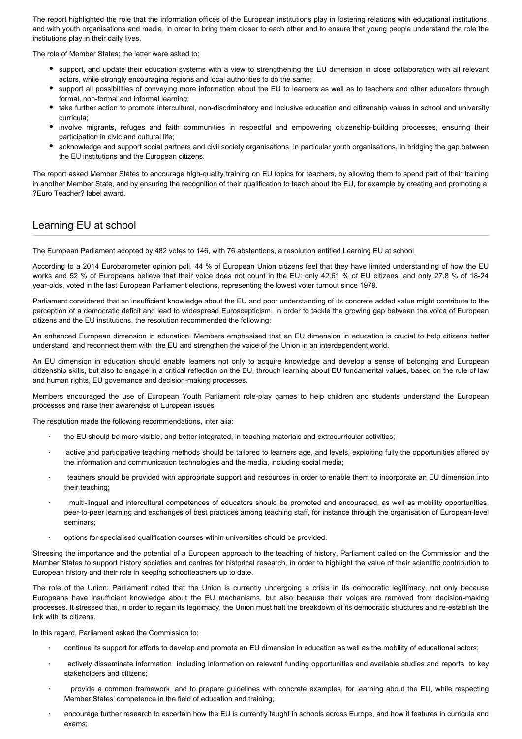The report highlighted the role that the information offices of the European institutions play in fostering relations with educational institutions, and with youth organisations and media, in order to bring them closer to each other and to ensure that young people understand the role the institutions play in their daily lives.

The role of Member States: the latter were asked to:

- support, and update their education systems with a view to strengthening the EU dimension in close collaboration with all relevant actors, while strongly encouraging regions and local authorities to do the same;
- support all possibilities of conveying more information about the EU to learners as well as to teachers and other educators through formal, non-formal and informal learning;
- take further action to promote intercultural, non-discriminatory and inclusive education and citizenship values in school and university curricula;
- involve migrants, refuges and faith communities in respectful and empowering citizenship-building processes, ensuring their participation in civic and cultural life;
- acknowledge and support social partners and civil society organisations, in particular youth organisations, in bridging the gap between the EU institutions and the European citizens.

The report asked Member States to encourage high-quality training on EU topics for teachers, by allowing them to spend part of their training in another Member State, and by ensuring the recognition of their qualification to teach about the EU, for example by creating and promoting a ?Euro Teacher? label award.

## Learning EU at school

The European Parliament adopted by 482 votes to 146, with 76 abstentions, a resolution entitled Learning EU at school.

According to a 2014 Eurobarometer opinion poll, 44 % of European Union citizens feel that they have limited understanding of how the EU works and 52 % of Europeans believe that their voice does not count in the EU: only 42.61 % of EU citizens, and only 27.8 % of 18-24 year-olds, voted in the last European Parliament elections, representing the lowest voter turnout since 1979.

Parliament considered that an insufficient knowledge about the EU and poor understanding of its concrete added value might contribute to the perception of a democratic deficit and lead to widespread Euroscepticism. In order to tackle the growing gap between the voice of European citizens and the EU institutions, the resolution recommended the following:

An enhanced European dimension in education: Members emphasised that an EU dimension in education is crucial to help citizens better understand and reconnect them with the EU and strengthen the voice of the Union in an interdependent world.

An EU dimension in education should enable learners not only to acquire knowledge and develop a sense of belonging and European citizenship skills, but also to engage in a critical reflection on the EU, through learning about EU fundamental values, based on the rule of law and human rights, EU governance and decision-making processes.

Members encouraged the use of European Youth Parliament role-play games to help children and students understand the European processes and raise their awareness of European issues

The resolution made the following recommendations, inter alia:

- the EU should be more visible, and better integrated, in teaching materials and extracurricular activities;
- active and participative teaching methods should be tailored to learners age, and levels, exploiting fully the opportunities offered by the information and communication technologies and the media, including social media;
- teachers should be provided with appropriate support and resources in order to enable them to incorporate an EU dimension into their teaching;
- multi-lingual and intercultural competences of educators should be promoted and encouraged, as well as mobility opportunities, peer-to-peer learning and exchanges of best practices among teaching staff, for instance through the organisation of European-level seminars;
- options for specialised qualification courses within universities should be provided.

Stressing the importance and the potential of a European approach to the teaching of history, Parliament called on the Commission and the Member States to support history societies and centres for historical research, in order to highlight the value of their scientific contribution to European history and their role in keeping schoolteachers up to date.

The role of the Union: Parliament noted that the Union is currently undergoing a crisis in its democratic legitimacy, not only because Europeans have insufficient knowledge about the EU mechanisms, but also because their voices are removed from decision-making processes. It stressed that, in order to regain its legitimacy, the Union must halt the breakdown of its democratic structures and re-establish the link with its citizens.

In this regard, Parliament asked the Commission to:

- continue its support for efforts to develop and promote an EU dimension in education as well as the mobility of educational actors;
- actively disseminate information including information on relevant funding opportunities and available studies and reports to key stakeholders and citizens;
- provide a common framework, and to prepare guidelines with concrete examples, for learning about the EU, while respecting Member States' competence in the field of education and training;
- encourage further research to ascertain how the EU is currently taught in schools across Europe, and how it features in curricula and exams;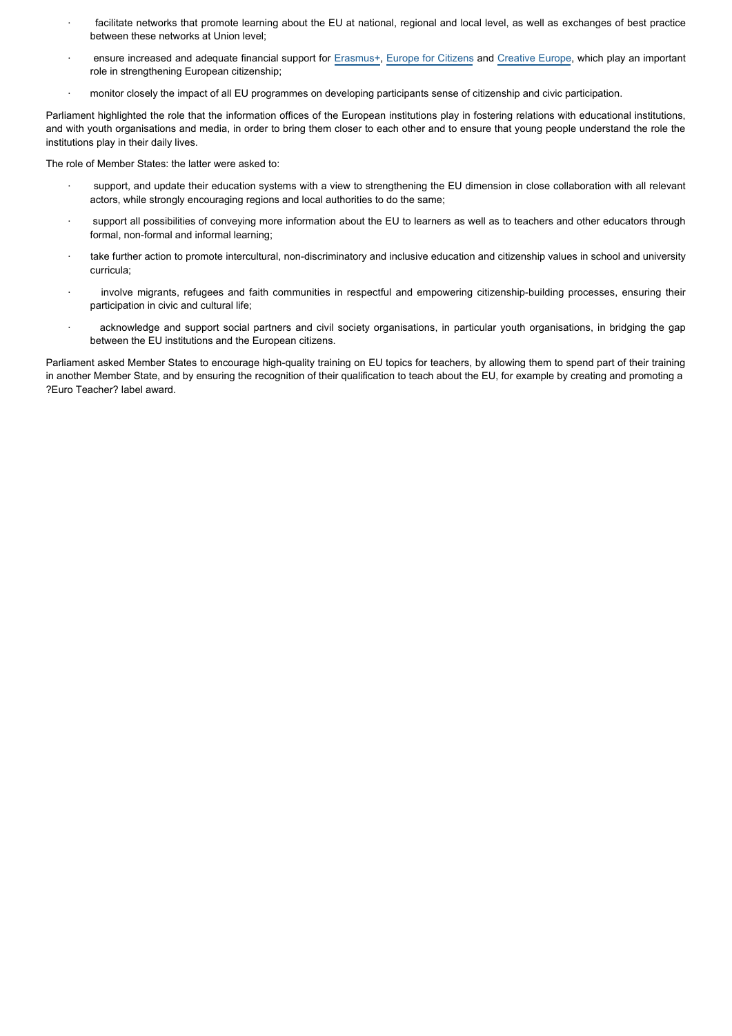- facilitate networks that promote learning about the EU at national, regional and local level, as well as exchanges of best practice between these networks at Union level;
- ensure increased and adequate financial support for Erasmus+, Europe for Citizens and Creative Europe, which play an important role in strengthening European citizenship;
- monitor closely the impact of all EU programmes on developing participants sense of citizenship and civic participation.

Parliament highlighted the role that the information offices of the European institutions play in fostering relations with educational institutions, and with youth organisations and media, in order to bring them closer to each other and to ensure that young people understand the role the institutions play in their daily lives.

The role of Member States: the latter were asked to:

- support, and update their education systems with a view to strengthening the EU dimension in close collaboration with all relevant actors, while strongly encouraging regions and local authorities to do the same;
- support all possibilities of conveying more information about the EU to learners as well as to teachers and other educators through formal, non-formal and informal learning;
- take further action to promote intercultural, non-discriminatory and inclusive education and citizenship values in school and university curricula;
- involve migrants, refugees and faith communities in respectful and empowering citizenship-building processes, ensuring their participation in civic and cultural life;
- acknowledge and support social partners and civil society organisations, in particular youth organisations, in bridging the gap between the EU institutions and the European citizens.

Parliament asked Member States to encourage high-quality training on EU topics for teachers, by allowing them to spend part of their training in another Member State, and by ensuring the recognition of their qualification to teach about the EU, for example by creating and promoting a ?Euro Teacher? label award.